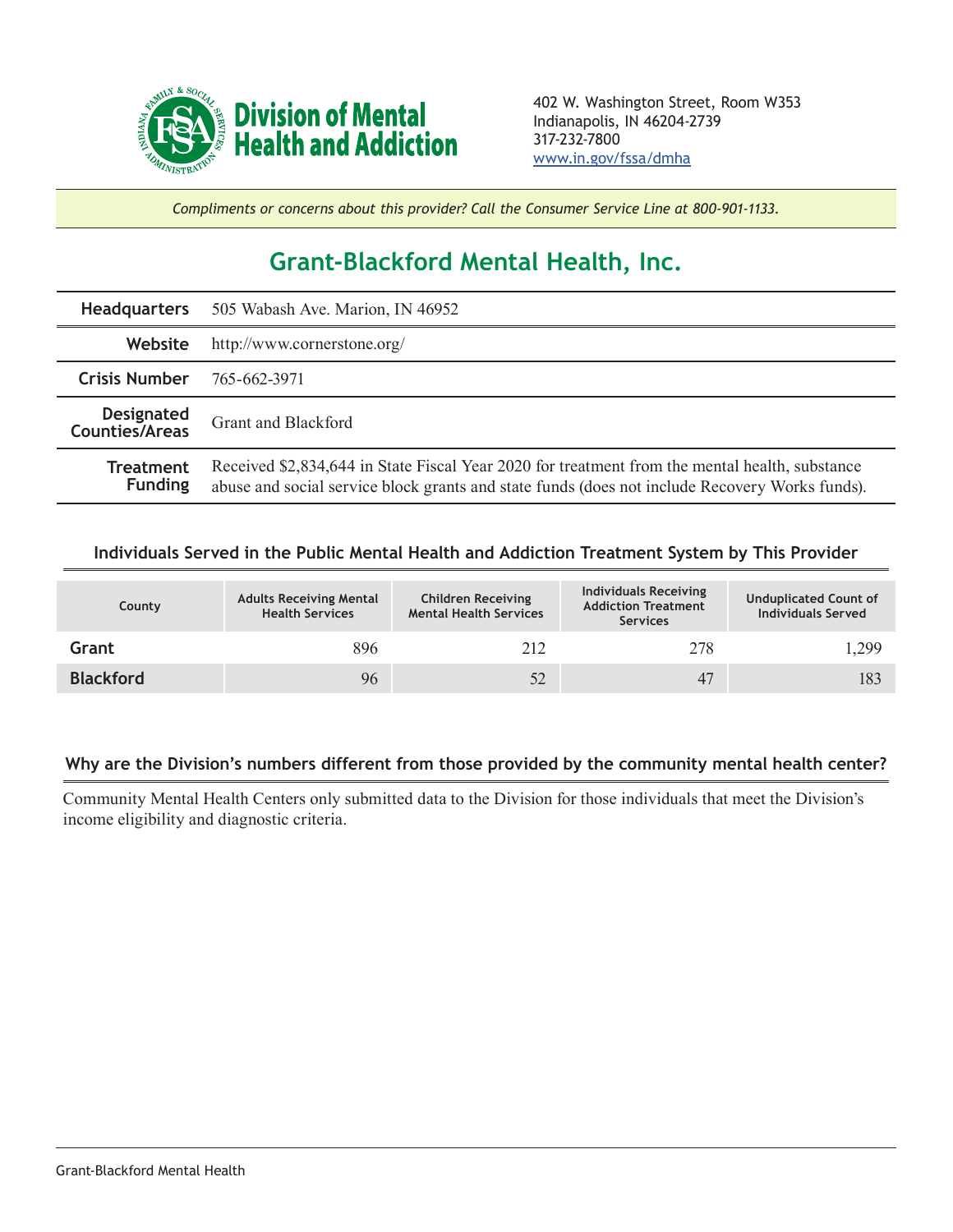**Division of Mental Health and Addiction**

402 W. Washington Street, Room W353
Indianapolis, IN 46204-2739
317-232-7800
www.in.gov/fssa/dmha

*Compliments or concerns about this provider? Call the Consumer Service Line at 800-901-1133.*

# Grant-Blackford Mental Health, Inc.

| | |
|---|---|
| **Headquarters** | 505 Wabash Ave. Marion, IN 46952 |
| **Website** | http://www.cornerstone.org/ |
| **Crisis Number** | 765-662-3971 |
| **Designated Counties/Areas** | Grant and Blackford |
| **Treatment Funding** | Received $2,834,644 in State Fiscal Year 2020 for treatment from the mental health, substance abuse and social service block grants and state funds (does not include Recovery Works funds). |

### Individuals Served in the Public Mental Health and Addiction Treatment System by This Provider

| County | Adults Receiving Mental Health Services | Children Receiving Mental Health Services | Individuals Receiving Addiction Treatment Services | Unduplicated Count of Individuals Served |
|---|---|---|---|---|
| **Grant** | 896 | 212 | 278 | 1,299 |
| **Blackford** | 96 | 52 | 47 | 183 |

### Why are the Division's numbers different from those provided by the community mental health center?

Community Mental Health Centers only submitted data to the Division for those individuals that meet the Division's income eligibility and diagnostic criteria.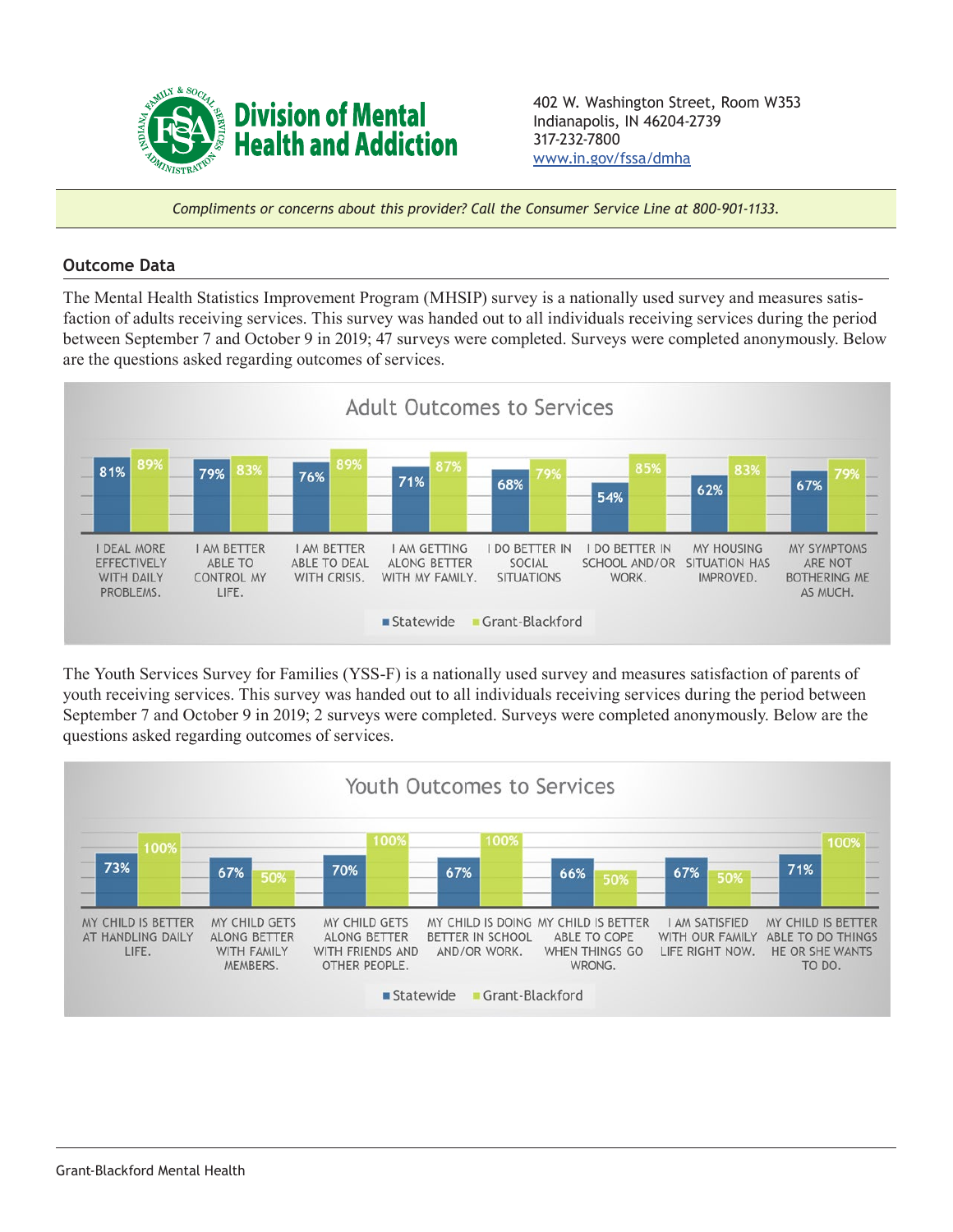**Division of Mental Health and Addiction**

402 W. Washington Street, Room W353
Indianapolis, IN 46204-2739
317-232-7800
www.in.gov/fssa/dmha

*Compliments or concerns about this provider? Call the Consumer Service Line at 800-901-1133.*

## Outcome Data

The Mental Health Statistics Improvement Program (MHSIP) survey is a nationally used survey and measures satisfaction of adults receiving services. This survey was handed out to all individuals receiving services during the period between September 7 and October 9 in 2019; 47 surveys were completed. Surveys were completed anonymously. Below are the questions asked regarding outcomes of services.

Adult Outcomes to Services

81% 89%
I DEAL MORE EFFECTIVELY WITH DAILY PROBLEMS.

79% 83%
I AM BETTER ABLE TO CONTROL MY LIFE.

76% 89%
I AM BETTER ABLE TO DEAL WITH CRISIS.

71% 87%
I AM GETTING ALONG BETTER WITH MY FAMILY.

68% 79%
I DO BETTER IN SOCIAL SITUATIONS

54% 85%
I DO BETTER IN SCHOOL AND/OR WORK.

62% 83%
MY HOUSING SITUATION HAS IMPROVED.

67% 79%
MY SYMPTOMS ARE NOT BOTHERING ME AS MUCH.

Statewide   Grant-Blackford

The Youth Services Survey for Families (YSS-F) is a nationally used survey and measures satisfaction of parents of youth receiving services. This survey was handed out to all individuals receiving services during the period between September 7 and October 9 in 2019; 2 surveys were completed. Surveys were completed anonymously. Below are the questions asked regarding outcomes of services.

Youth Outcomes to Services

73% 100%
MY CHILD IS BETTER AT HANDLING DAILY LIFE.

67% 50%
MY CHILD GETS ALONG BETTER WITH FAMILY MEMBERS.

70% 100%
MY CHILD GETS ALONG BETTER WITH FRIENDS AND OTHER PEOPLE.

67% 100%
MY CHILD IS DOING BETTER IN SCHOOL AND/OR WORK.

66% 50%
MY CHILD IS BETTER ABLE TO COPE WHEN THINGS GO WRONG.

67% 50%
I AM SATISFIED WITH OUR FAMILY LIFE RIGHT NOW.

71% 100%
MY CHILD IS BETTER ABLE TO DO THINGS HE OR SHE WANTS TO DO.

Statewide   Grant-Blackford

Grant-Blackford Mental Health